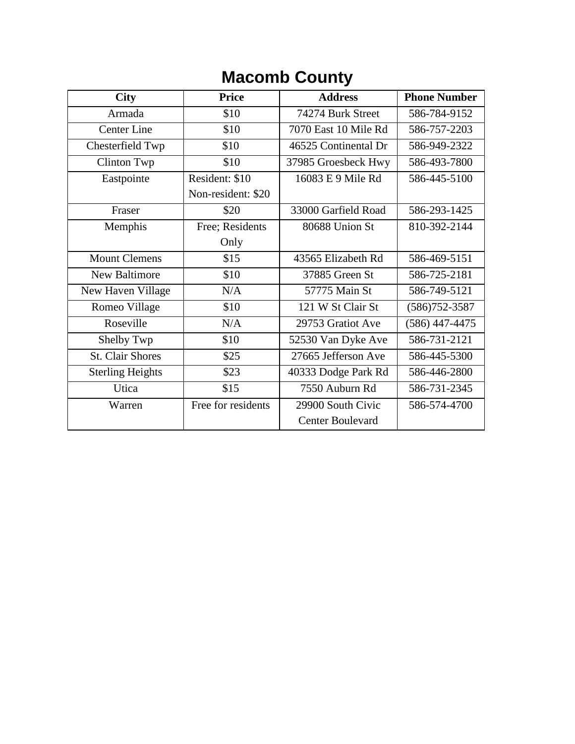# Macomb County

| City | Price | Address | Phone Number |
| --- | --- | --- | --- |
| Armada | $10 | 74274 Burk Street | 586-784-9152 |
| Center Line | $10 | 7070 East 10 Mile Rd | 586-757-2203 |
| Chesterfield Twp | $10 | 46525 Continental Dr | 586-949-2322 |
| Clinton Twp | $10 | 37985 Groesbeck Hwy | 586-493-7800 |
| Eastpointe | Resident: $10 Non-resident: $20 | 16083 E 9 Mile Rd | 586-445-5100 |
| Fraser | $20 | 33000 Garfield Road | 586-293-1425 |
| Memphis | Free; Residents Only | 80688 Union St | 810-392-2144 |
| Mount Clemens | $15 | 43565 Elizabeth Rd | 586-469-5151 |
| New Baltimore | $10 | 37885 Green St | 586-725-2181 |
| New Haven Village | N/A | 57775 Main St | 586-749-5121 |
| Romeo Village | $10 | 121 W St Clair St | (586)752-3587 |
| Roseville | N/A | 29753 Gratiot Ave | (586) 447-4475 |
| Shelby Twp | $10 | 52530 Van Dyke Ave | 586-731-2121 |
| St. Clair Shores | $25 | 27665 Jefferson Ave | 586-445-5300 |
| Sterling Heights | $23 | 40333 Dodge Park Rd | 586-446-2800 |
| Utica | $15 | 7550 Auburn Rd | 586-731-2345 |
| Warren | Free for residents | 29900 South Civic Center Boulevard | 586-574-4700 |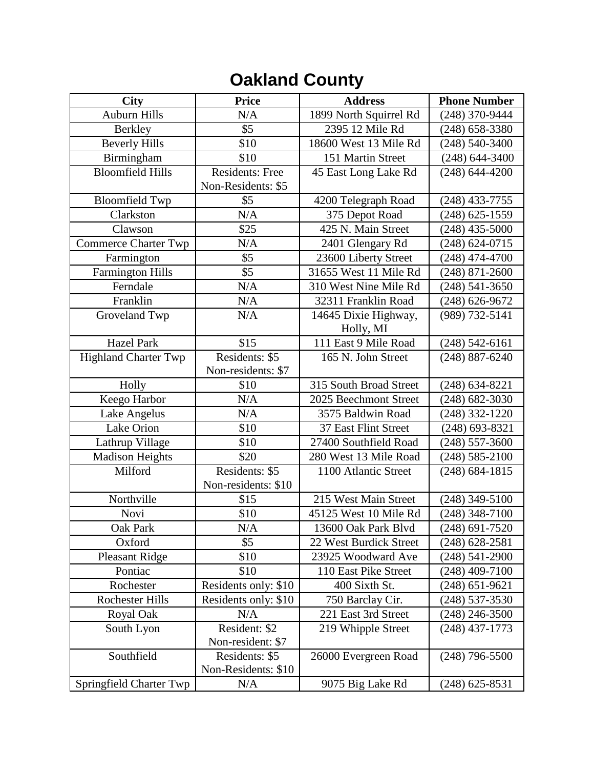# Oakland County

| City | Price | Address | Phone Number |
|---|---|---|---|
| Auburn Hills | N/A | 1899 North Squirrel Rd | (248) 370-9444 |
| Berkley | $5 | 2395 12 Mile Rd | (248) 658-3380 |
| Beverly Hills | $10 | 18600 West 13 Mile Rd | (248) 540-3400 |
| Birmingham | $10 | 151 Martin Street | (248) 644-3400 |
| Bloomfield Hills | Residents: Free Non-Residents: $5 | 45 East Long Lake Rd | (248) 644-4200 |
| Bloomfield Twp | $5 | 4200 Telegraph Road | (248) 433-7755 |
| Clarkston | N/A | 375 Depot Road | (248) 625-1559 |
| Clawson | $25 | 425 N. Main Street | (248) 435-5000 |
| Commerce Charter Twp | N/A | 2401 Glengary Rd | (248) 624-0715 |
| Farmington | $5 | 23600 Liberty Street | (248) 474-4700 |
| Farmington Hills | $5 | 31655 West 11 Mile Rd | (248) 871-2600 |
| Ferndale | N/A | 310 West Nine Mile Rd | (248) 541-3650 |
| Franklin | N/A | 32311 Franklin Road | (248) 626-9672 |
| Groveland Twp | N/A | 14645 Dixie Highway, Holly, MI | (989) 732-5141 |
| Hazel Park | $15 | 111 East 9 Mile Road | (248) 542-6161 |
| Highland Charter Twp | Residents: $5 Non-residents: $7 | 165 N. John Street | (248) 887-6240 |
| Holly | $10 | 315 South Broad Street | (248) 634-8221 |
| Keego Harbor | N/A | 2025 Beechmont Street | (248) 682-3030 |
| Lake Angelus | N/A | 3575 Baldwin Road | (248) 332-1220 |
| Lake Orion | $10 | 37 East Flint Street | (248) 693-8321 |
| Lathrup Village | $10 | 27400 Southfield Road | (248) 557-3600 |
| Madison Heights | $20 | 280 West 13 Mile Road | (248) 585-2100 |
| Milford | Residents: $5 Non-residents: $10 | 1100 Atlantic Street | (248) 684-1815 |
| Northville | $15 | 215 West Main Street | (248) 349-5100 |
| Novi | $10 | 45125 West 10 Mile Rd | (248) 348-7100 |
| Oak Park | N/A | 13600 Oak Park Blvd | (248) 691-7520 |
| Oxford | $5 | 22 West Burdick Street | (248) 628-2581 |
| Pleasant Ridge | $10 | 23925 Woodward Ave | (248) 541-2900 |
| Pontiac | $10 | 110 East Pike Street | (248) 409-7100 |
| Rochester | Residents only: $10 | 400 Sixth St. | (248) 651-9621 |
| Rochester Hills | Residents only: $10 | 750 Barclay Cir. | (248) 537-3530 |
| Royal Oak | N/A | 221 East 3rd Street | (248) 246-3500 |
| South Lyon | Resident: $2 Non-resident: $7 | 219 Whipple Street | (248) 437-1773 |
| Southfield | Residents: $5 Non-Residents: $10 | 26000 Evergreen Road | (248) 796-5500 |
| Springfield Charter Twp | N/A | 9075 Big Lake Rd | (248) 625-8531 |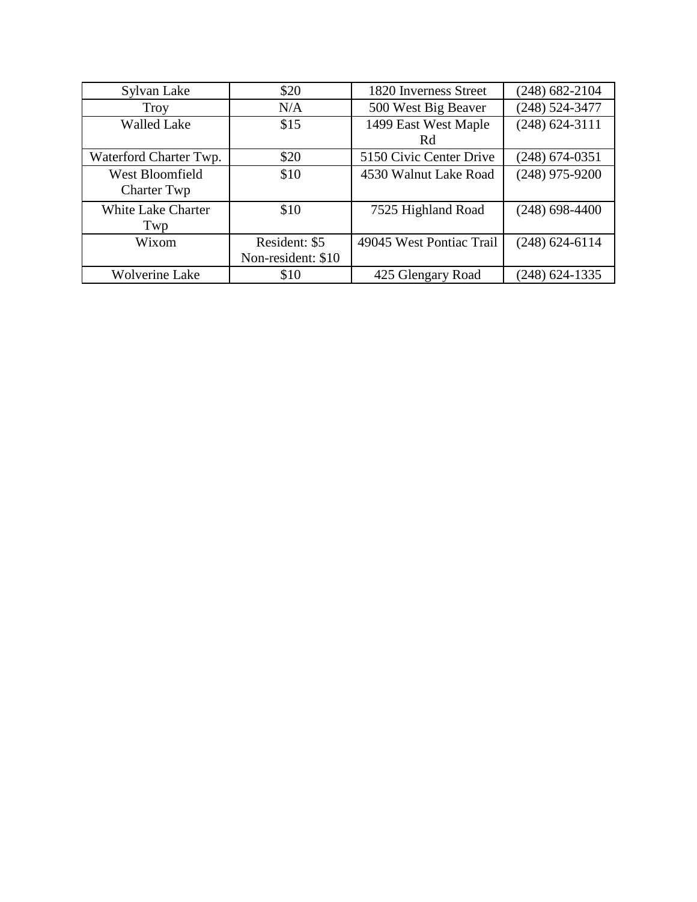| Sylvan Lake | $20 | 1820 Inverness Street | (248) 682-2104 |
|---|---|---|---|
| Troy | N/A | 500 West Big Beaver | (248) 524-3477 |
| Walled Lake | $15 | 1499 East West Maple Rd | (248) 624-3111 |
| Waterford Charter Twp. | $20 | 5150 Civic Center Drive | (248) 674-0351 |
| West Bloomfield Charter Twp | $10 | 4530 Walnut Lake Road | (248) 975-9200 |
| White Lake Charter Twp | $10 | 7525 Highland Road | (248) 698-4400 |
| Wixom | Resident: $5 Non-resident: $10 | 49045 West Pontiac Trail | (248) 624-6114 |
| Wolverine Lake | $10 | 425 Glengary Road | (248) 624-1335 |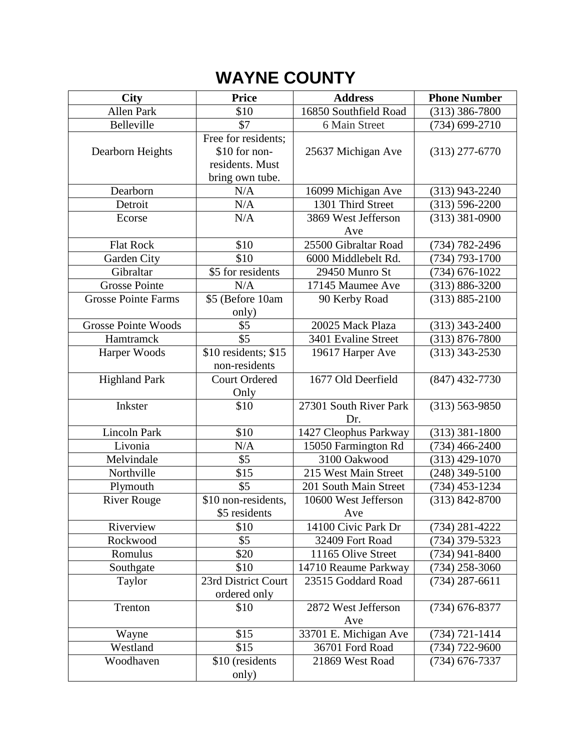# WAYNE COUNTY

| City | Price | Address | Phone Number |
|---|---|---|---|
| Allen Park | $10 | 16850 Southfield Road | (313) 386-7800 |
| Belleville | $7 | 6 Main Street | (734) 699-2710 |
| Dearborn Heights | Free for residents; $10 for non-residents. Must bring own tube. | 25637 Michigan Ave | (313) 277-6770 |
| Dearborn | N/A | 16099 Michigan Ave | (313) 943-2240 |
| Detroit | N/A | 1301 Third Street | (313) 596-2200 |
| Ecorse | N/A | 3869 West Jefferson Ave | (313) 381-0900 |
| Flat Rock | $10 | 25500 Gibraltar Road | (734) 782-2496 |
| Garden City | $10 | 6000 Middlebelt Rd. | (734) 793-1700 |
| Gibraltar | $5 for residents | 29450 Munro St | (734) 676-1022 |
| Grosse Pointe | N/A | 17145 Maumee Ave | (313) 886-3200 |
| Grosse Pointe Farms | $5 (Before 10am only) | 90 Kerby Road | (313) 885-2100 |
| Grosse Pointe Woods | $5 | 20025 Mack Plaza | (313) 343-2400 |
| Hamtramck | $5 | 3401 Evaline Street | (313) 876-7800 |
| Harper Woods | $10 residents; $15 non-residents | 19617 Harper Ave | (313) 343-2530 |
| Highland Park | Court Ordered Only | 1677 Old Deerfield | (847) 432-7730 |
| Inkster | $10 | 27301 South River Park Dr. | (313) 563-9850 |
| Lincoln Park | $10 | 1427 Cleophus Parkway | (313) 381-1800 |
| Livonia | N/A | 15050 Farmington Rd | (734) 466-2400 |
| Melvindale | $5 | 3100 Oakwood | (313) 429-1070 |
| Northville | $15 | 215 West Main Street | (248) 349-5100 |
| Plymouth | $5 | 201 South Main Street | (734) 453-1234 |
| River Rouge | $10 non-residents, $5 residents | 10600 West Jefferson Ave | (313) 842-8700 |
| Riverview | $10 | 14100 Civic Park Dr | (734) 281-4222 |
| Rockwood | $5 | 32409 Fort Road | (734) 379-5323 |
| Romulus | $20 | 11165 Olive Street | (734) 941-8400 |
| Southgate | $10 | 14710 Reaume Parkway | (734) 258-3060 |
| Taylor | 23rd District Court ordered only | 23515 Goddard Road | (734) 287-6611 |
| Trenton | $10 | 2872 West Jefferson Ave | (734) 676-8377 |
| Wayne | $15 | 33701 E. Michigan Ave | (734) 721-1414 |
| Westland | $15 | 36701 Ford Road | (734) 722-9600 |
| Woodhaven | $10 (residents only) | 21869 West Road | (734) 676-7337 |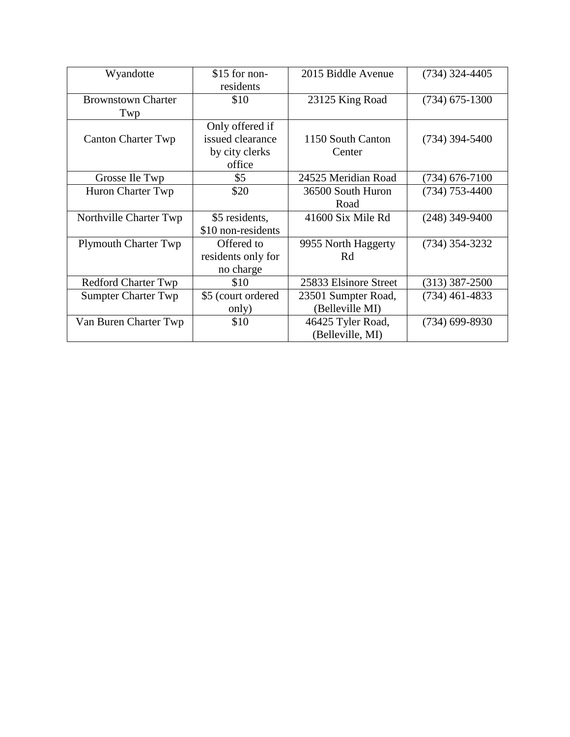| | | | |
|---|---|---|---|
| Wyandotte | $15 for non-residents | 2015 Biddle Avenue | (734) 324-4405 |
| Brownstown Charter Twp | $10 | 23125 King Road | (734) 675-1300 |
| Canton Charter Twp | Only offered if issued clearance by city clerks office | 1150 South Canton Center | (734) 394-5400 |
| Grosse Ile Twp | $5 | 24525 Meridian Road | (734) 676-7100 |
| Huron Charter Twp | $20 | 36500 South Huron Road | (734) 753-4400 |
| Northville Charter Twp | $5 residents, $10 non-residents | 41600 Six Mile Rd | (248) 349-9400 |
| Plymouth Charter Twp | Offered to residents only for no charge | 9955 North Haggerty Rd | (734) 354-3232 |
| Redford Charter Twp | $10 | 25833 Elsinore Street | (313) 387-2500 |
| Sumpter Charter Twp | $5 (court ordered only) | 23501 Sumpter Road, (Belleville MI) | (734) 461-4833 |
| Van Buren Charter Twp | $10 | 46425 Tyler Road, (Belleville, MI) | (734) 699-8930 |